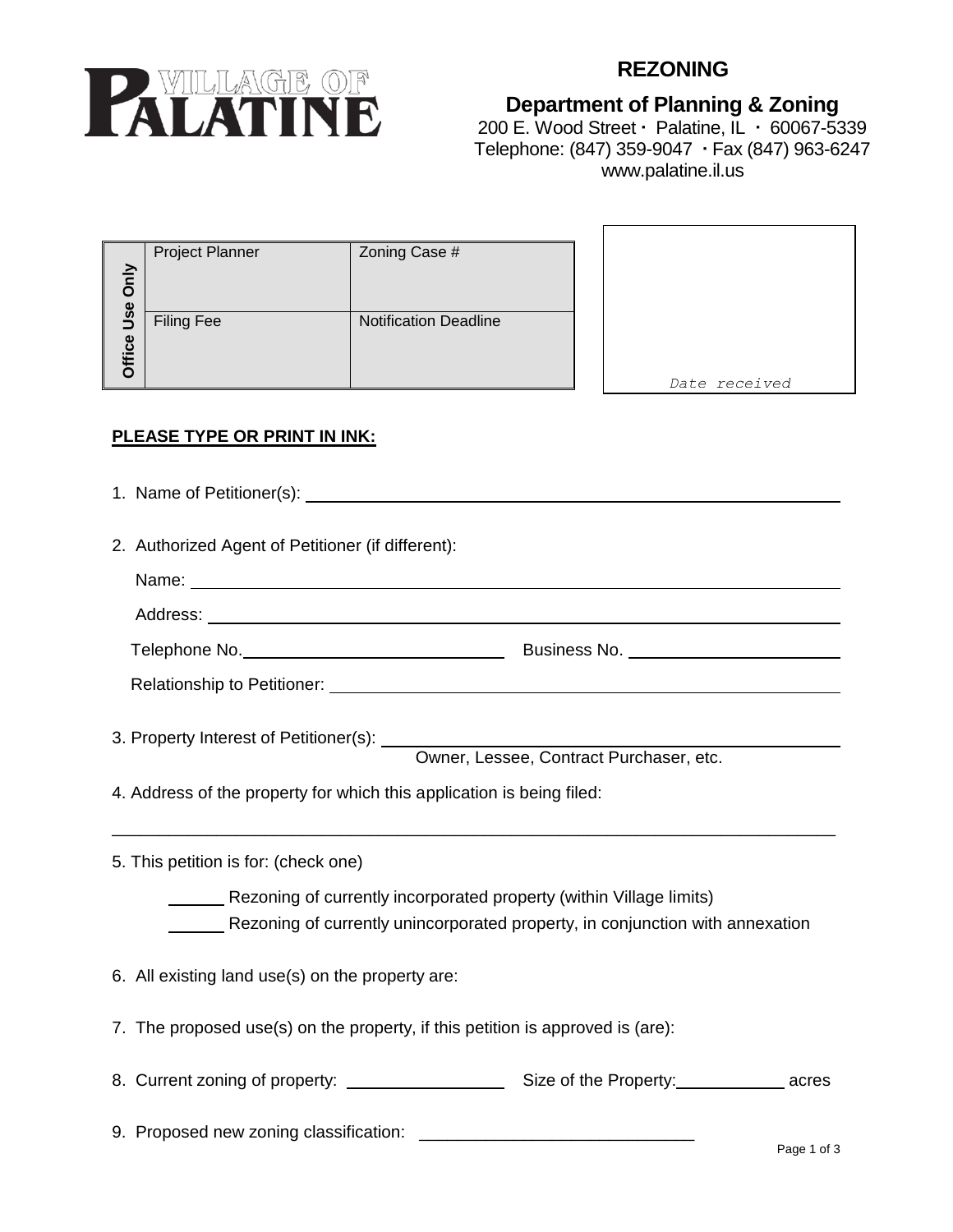# REZONING

## Department of Planning & Zoning

200 E. Wood Street · Palatine, IL · 60067-5339
Telephone: (847) 359-9047 · Fax (847) 963-6247
www.palatine.il.us

| Office Use Only | Project Planner | Zoning Case # |
| --- | --- | --- |
| | Filing Fee | Notification Deadline |

*Date received*

**PLEASE TYPE OR PRINT IN INK:**

1. Name of Petitioner(s): ______________________________

2. Authorized Agent of Petitioner (if different):

   Name: ______________________________

   Address: ______________________________

   Telephone No. ______________ Business No. ______________

   Relationship to Petitioner: ______________________________

3. Property Interest of Petitioner(s): ______________________________
   Owner, Lessee, Contract Purchaser, etc.

4. Address of the property for which this application is being filed:

   ______________________________

5. This petition is for: (check one)

   ______ Rezoning of currently incorporated property (within Village limits)

   ______ Rezoning of currently unincorporated property, in conjunction with annexation

6. All existing land use(s) on the property are:

7. The proposed use(s) on the property, if this petition is approved is (are):

8. Current zoning of property: ______________ Size of the Property: __________ acres

9. Proposed new zoning classification: ______________________________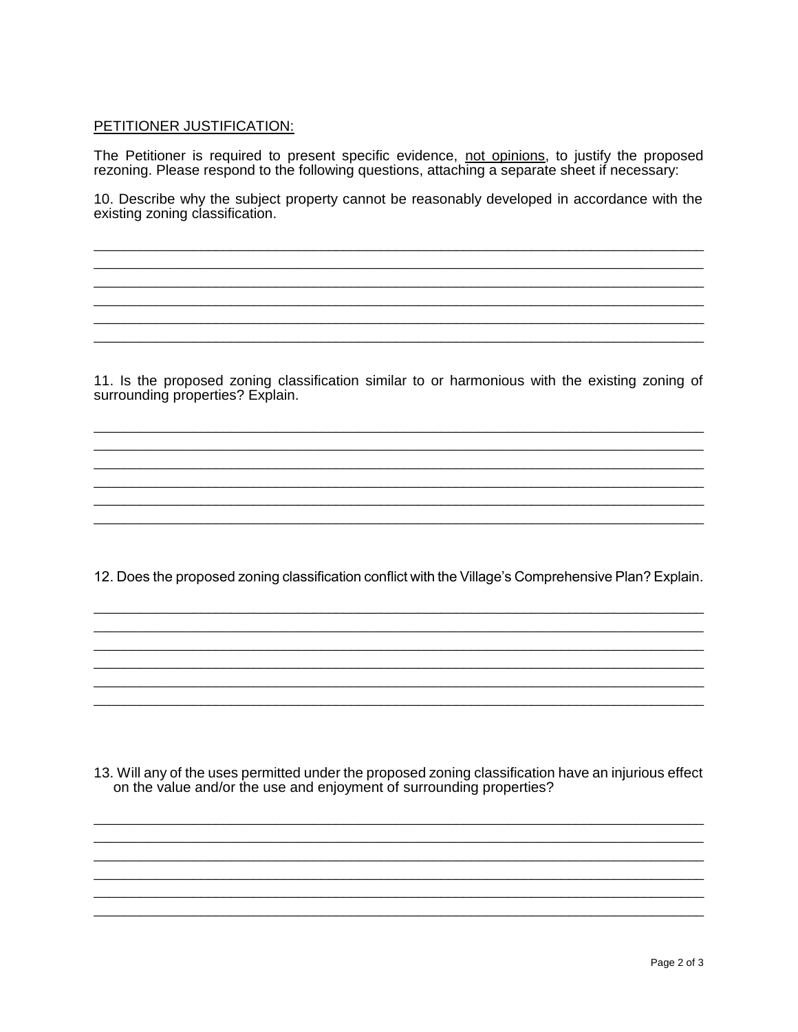PETITIONER JUSTIFICATION:

The Petitioner is required to present specific evidence, not opinions, to justify the proposed rezoning. Please respond to the following questions, attaching a separate sheet if necessary:

10. Describe why the subject property cannot be reasonably developed in accordance with the existing zoning classification.

______________________________________________________________________________
______________________________________________________________________________
______________________________________________________________________________
______________________________________________________________________________
______________________________________________________________________________
______________________________________________________________________________

11. Is the proposed zoning classification similar to or harmonious with the existing zoning of surrounding properties? Explain.

______________________________________________________________________________
______________________________________________________________________________
______________________________________________________________________________
______________________________________________________________________________
______________________________________________________________________________
______________________________________________________________________________

12. Does the proposed zoning classification conflict with the Village's Comprehensive Plan? Explain.

______________________________________________________________________________
______________________________________________________________________________
______________________________________________________________________________
______________________________________________________________________________
______________________________________________________________________________
______________________________________________________________________________

13. Will any of the uses permitted under the proposed zoning classification have an injurious effect on the value and/or the use and enjoyment of surrounding properties?

______________________________________________________________________________
______________________________________________________________________________
______________________________________________________________________________
______________________________________________________________________________
______________________________________________________________________________
______________________________________________________________________________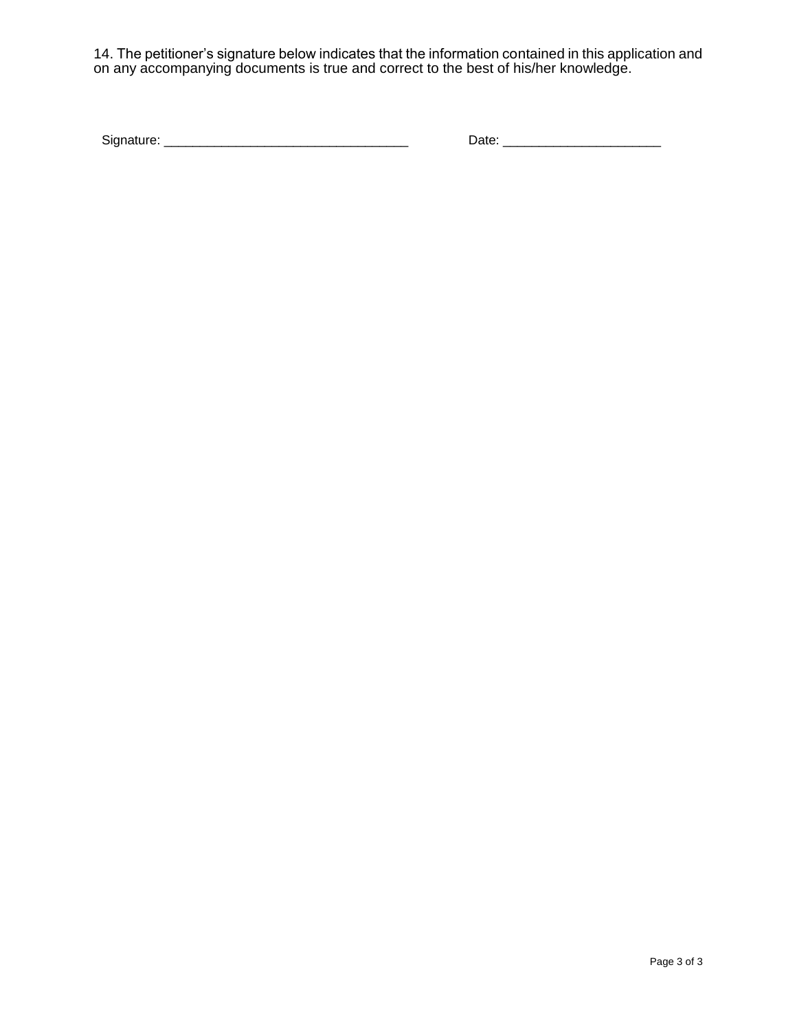14. The petitioner’s signature below indicates that the information contained in this application and on any accompanying documents is true and correct to the best of his/her knowledge.

Signature: ___________________________________ Date: ______________________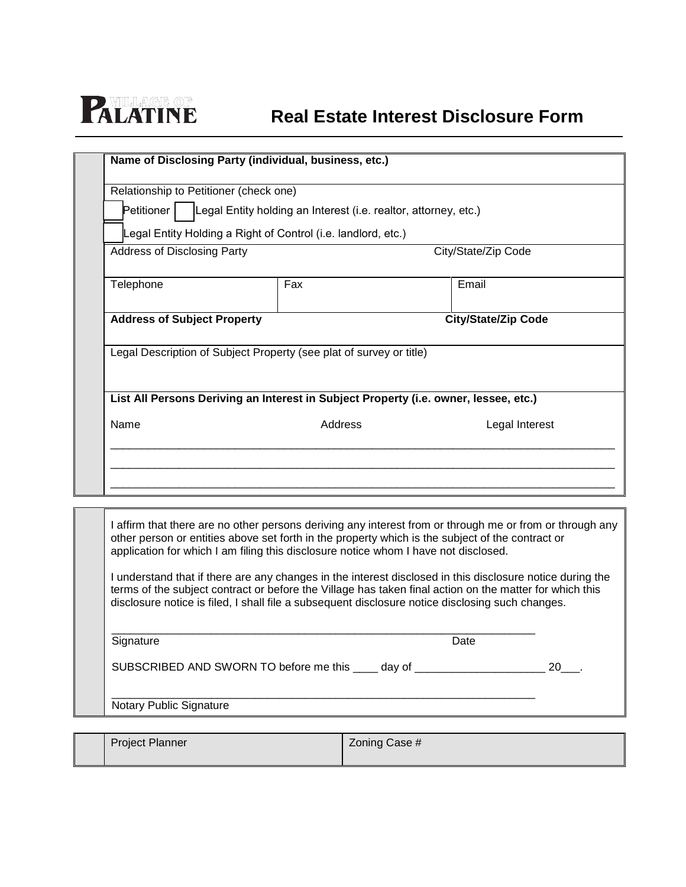VILLAGE OF PALATINE

# Real Estate Interest Disclosure Form

**Name of Disclosing Party (individual, business, etc.)**

Relationship to Petitioner (check one)

☐ Petitioner ☐ Legal Entity holding an Interest (i.e. realtor, attorney, etc.)

☐ Legal Entity Holding a Right of Control (i.e. landlord, etc.)

| Address of Disclosing Party | | City/State/Zip Code |
|---|---|---|
| Telephone | Fax | Email |
| **Address of Subject Property** | | **City/State/Zip Code** |

Legal Description of Subject Property (see plat of survey or title)

**List All Persons Deriving an Interest in Subject Property (i.e. owner, lessee, etc.)**

| Name | Address | Legal Interest |
|---|---|---|
| | | |
| | | |
| | | |

I affirm that there are no other persons deriving any interest from or through me or from or through any other person or entities above set forth in the property which is the subject of the contract or application for which I am filing this disclosure notice whom I have not disclosed.

I understand that if there are any changes in the interest disclosed in this disclosure notice during the terms of the subject contract or before the Village has taken final action on the matter for which this disclosure notice is filed, I shall file a subsequent disclosure notice disclosing such changes.

_______________________________________________________________

Signature Date

SUBSCRIBED AND SWORN TO before me this ____ day of _____________________ 20___.

_______________________________________________________________

Notary Public Signature

| Project Planner | Zoning Case # |
|---|---|
| | |